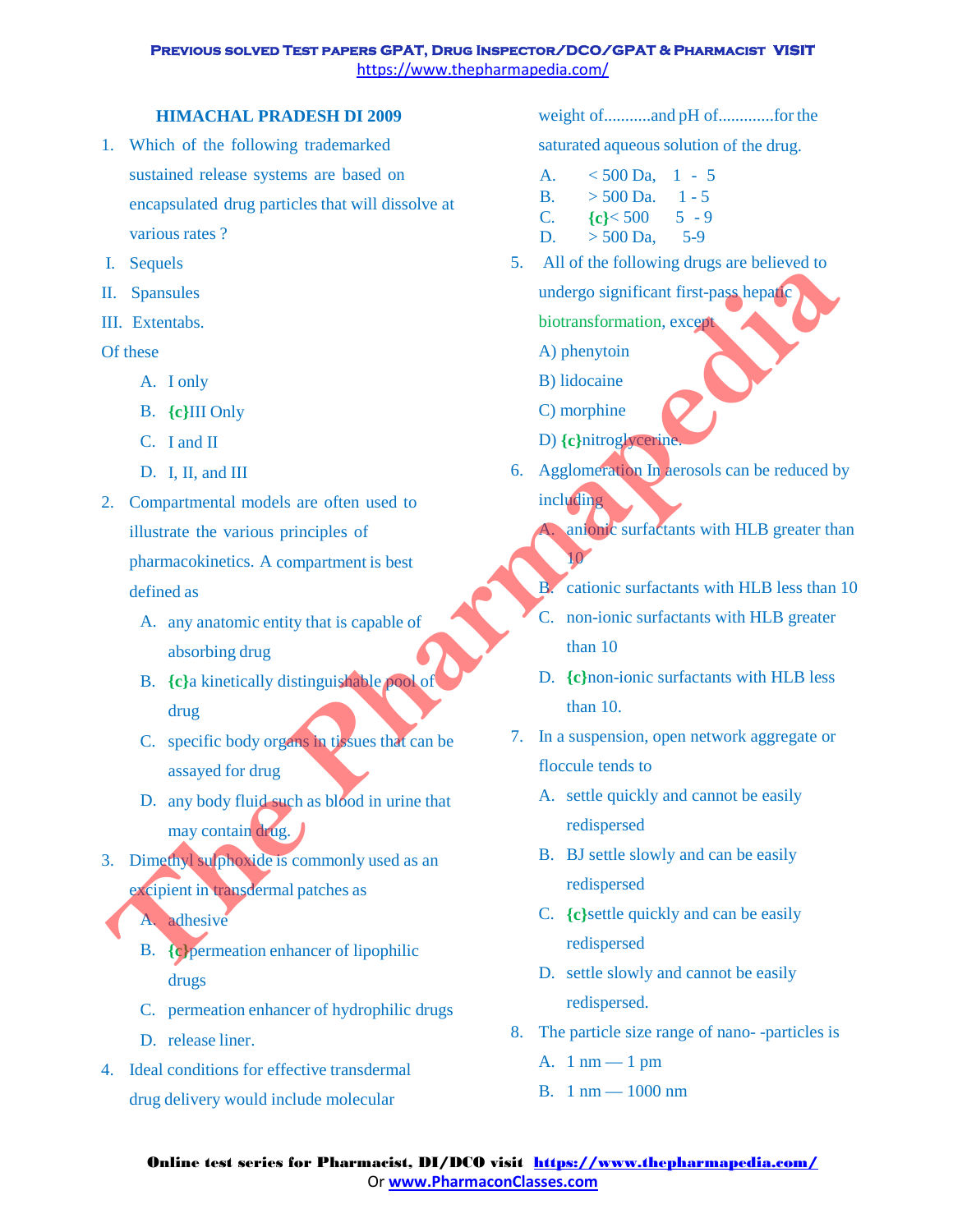## HIMACHAL PRADESH DI 2009

1. Which of the following trademarked sustained release systems are based on encapsulated drug particles that will dissolve at various rates ?

   I. Sequels

   II. Spansules

   III. Extentabs.

   Of these

   A. I only
   B. {c}III Only
   C. I and II
   D. I, II, and III

2. Compartmental models are often used to illustrate the various principles of pharmacokinetics. A compartment is best defined as

   A. any anatomic entity that is capable of absorbing drug
   B. {c}a kinetically distinguishable pool of drug
   C. specific body organs in tissues that can be assayed for drug
   D. any body fluid such as blood in urine that may contain drug.

3. Dimethyl sulphoxide is commonly used as an excipient in transdermal patches as

   A. adhesive
   B. {c}permeation enhancer of lipophilic drugs
   C. permeation enhancer of hydrophilic drugs
   D. release liner.

4. Ideal conditions for effective transdermal drug delivery would include molecular weight of...........and pH of.............for the saturated aqueous solution of the drug.

   A. < 500 Da, 1 - 5
   B. > 500 Da. 1 - 5
   C. {c}< 500 5 - 9
   D. > 500 Da, 5-9

5. All of the following drugs are believed to undergo significant first-pass hepatic biotransformation, except

   A) phenytoin
   B) lidocaine
   C) morphine
   D) {c}nitroglycerine.

6. Agglomeration In aerosols can be reduced by including

   A. anionic surfactants with HLB greater than 10
   B. cationic surfactants with HLB less than 10
   C. non-ionic surfactants with HLB greater than 10
   D. {c}non-ionic surfactants with HLB less than 10.

7. In a suspension, open network aggregate or floccule tends to

   A. settle quickly and cannot be easily redispersed
   B. BJ settle slowly and can be easily redispersed
   C. {c}settle quickly and can be easily redispersed
   D. settle slowly and cannot be easily redispersed.

8. The particle size range of nano- -particles is

   A. 1 nm — 1 pm
   B. 1 nm — 1000 nm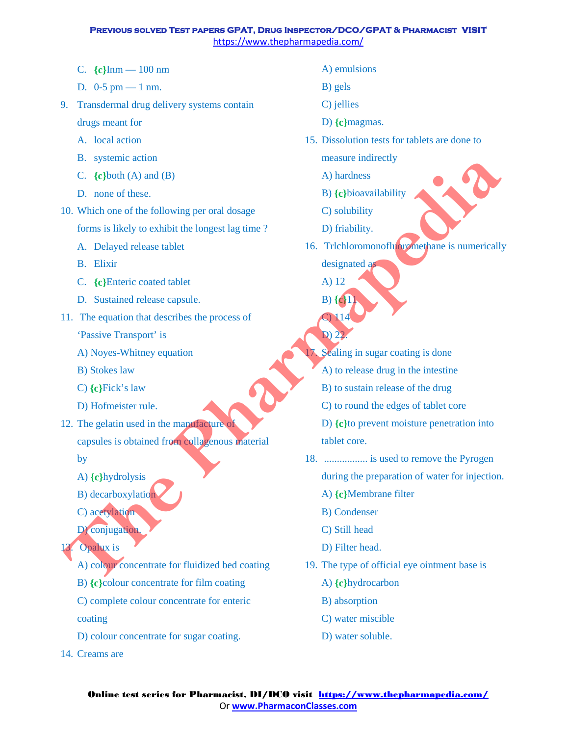C. {c}Inm — 100 nm

D. 0-5 pm — 1 nm.

9. Transdermal drug delivery systems contain drugs meant for
   A. local action
   B. systemic action
   C. {c}both (A) and (B)
   D. none of these.

10. Which one of the following per oral dosage forms is likely to exhibit the longest lag time ?
    A. Delayed release tablet
    B. Elixir
    C. {c}Enteric coated tablet
    D. Sustained release capsule.

11. The equation that describes the process of 'Passive Transport' is
    A) Noyes-Whitney equation
    B) Stokes law
    C) {c}Fick's law
    D) Hofmeister rule.

12. The gelatin used in the manufacture of capsules is obtained from collagenous material by
    A) {c}hydrolysis
    B) decarboxylation
    C) acetylation
    D) conjugation.

13. Opalux is
    A) colour concentrate for fluidized bed coating
    B) {c}colour concentrate for film coating
    C) complete colour concentrate for enteric coating
    D) colour concentrate for sugar coating.

14. Creams are
    A) emulsions
    B) gels
    C) jellies
    D) {c}magmas.

15. Dissolution tests for tablets are done to measure indirectly
    A) hardness
    B) {c}bioavailability
    C) solubility
    D) friability.

16. Trlchloromonofluoromethane is numerically designated as
    A) 12
    B) {c}11
    C) 114
    D) 22.

17. Sealing in sugar coating is done
    A) to release drug in the intestine
    B) to sustain release of the drug
    C) to round the edges of tablet core
    D) {c}to prevent moisture penetration into tablet core.

18. ................. is used to remove the Pyrogen during the preparation of water for injection.
    A) {c}Membrane filter
    B) Condenser
    C) Still head
    D) Filter head.

19. The type of official eye ointment base is
    A) {c}hydrocarbon
    B) absorption
    C) water miscible
    D) water soluble.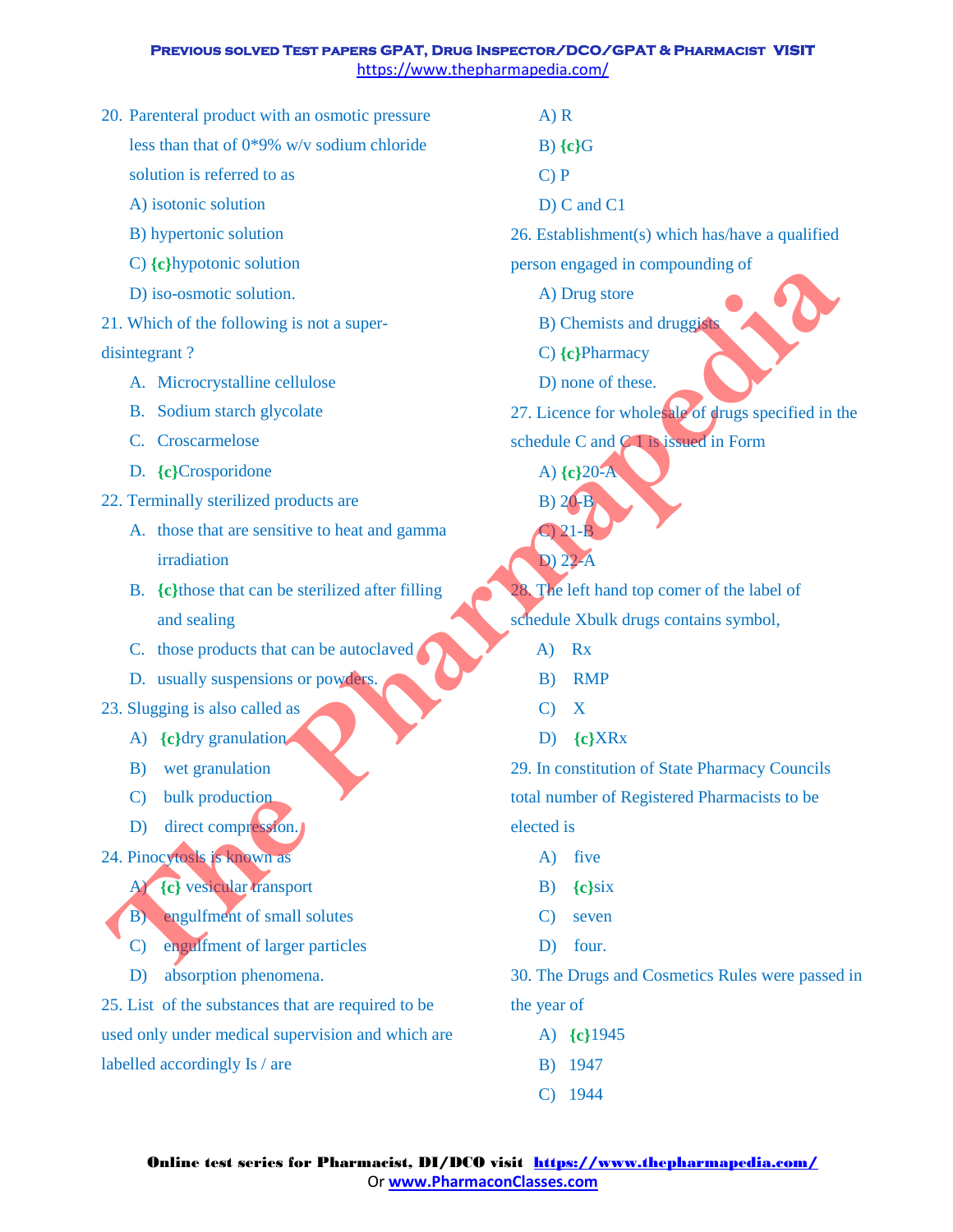20. Parenteral product with an osmotic pressure less than that of 0*9% w/v sodium chloride solution is referred to as

A) isotonic solution

B) hypertonic solution

C) {c}hypotonic solution

D) iso-osmotic solution.

21. Which of the following is not a super-disintegrant ?

A. Microcrystalline cellulose
B. Sodium starch glycolate
C. Croscarmelose
D. {c}Crosporidone

22. Terminally sterilized products are

A. those that are sensitive to heat and gamma irradiation
B. {c}those that can be sterilized after filling and sealing
C. those products that can be autoclaved
D. usually suspensions or powders.

23. Slugging is also called as

A) {c}dry granulation

B) wet granulation

C) bulk production

D) direct compression.

24. Pinocytosis is known as

A) {c} vesicular transport

B) engulfment of small solutes

C) engulfment of larger particles

D) absorption phenomena.

25. List of the substances that are required to be used only under medical supervision and which are labelled accordingly Is / are

A) R

B) {c}G

C) P

D) C and C1

26. Establishment(s) which has/have a qualified person engaged in compounding of

A) Drug store

B) Chemists and druggists

C) {c}Pharmacy

D) none of these.

27. Licence for wholesale of drugs specified in the schedule C and C 1 is issued in Form

A) {c}20-A

B) 20-B

C) 21-B

D) 22-A

28. The left hand top comer of the label of schedule Xbulk drugs contains symbol,

A) Rx

B) RMP

C) X

D) {c}XRx

29. In constitution of State Pharmacy Councils total number of Registered Pharmacists to be elected is

A) five

B) {c}six

C) seven

D) four.

30. The Drugs and Cosmetics Rules were passed in the year of

A) {c}1945

B) 1947

C) 1944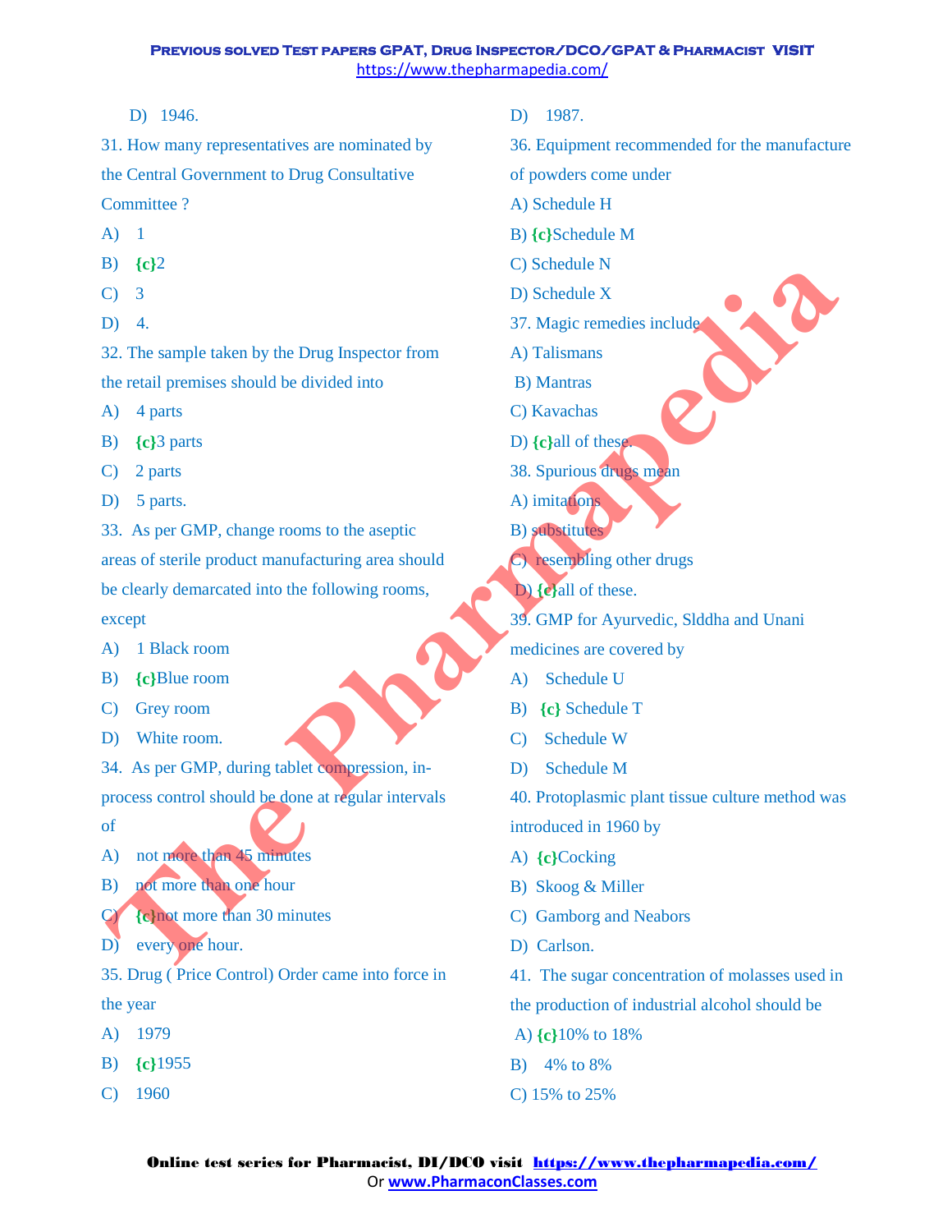D) 1946.

31. How many representatives are nominated by the Central Government to Drug Consultative Committee ?

A) 1

B) {c}2

C) 3

D) 4.

32. The sample taken by the Drug Inspector from the retail premises should be divided into

A) 4 parts

B) {c}3 parts

C) 2 parts

D) 5 parts.

33. As per GMP, change rooms to the aseptic areas of sterile product manufacturing area should be clearly demarcated into the following rooms, except

A) 1 Black room

B) {c}Blue room

C) Grey room

D) White room.

34. As per GMP, during tablet compression, in-process control should be done at regular intervals of

A) not more than 45 minutes

B) not more than one hour

C) {c}not more than 30 minutes

D) every one hour.

35. Drug ( Price Control) Order came into force in the year

A) 1979

B) {c}1955

C) 1960

D) 1987.

36. Equipment recommended for the manufacture of powders come under

A) Schedule H

B) {c}Schedule M

C) Schedule N

D) Schedule X

37. Magic remedies include

A) Talismans

B) Mantras

C) Kavachas

D) {c}all of these.

38. Spurious drugs mean

A) imitations

B) substitutes

C) resembling other drugs

D) {c}all of these.

39. GMP for Ayurvedic, Slddha and Unani medicines are covered by

A) Schedule U

B) {c} Schedule T

C) Schedule W

D) Schedule M

40. Protoplasmic plant tissue culture method was introduced in 1960 by

A) {c}Cocking

B) Skoog & Miller

C) Gamborg and Neabors

D) Carlson.

41. The sugar concentration of molasses used in the production of industrial alcohol should be

A) {c}10% to 18%

B) 4% to 8%

C) 15% to 25%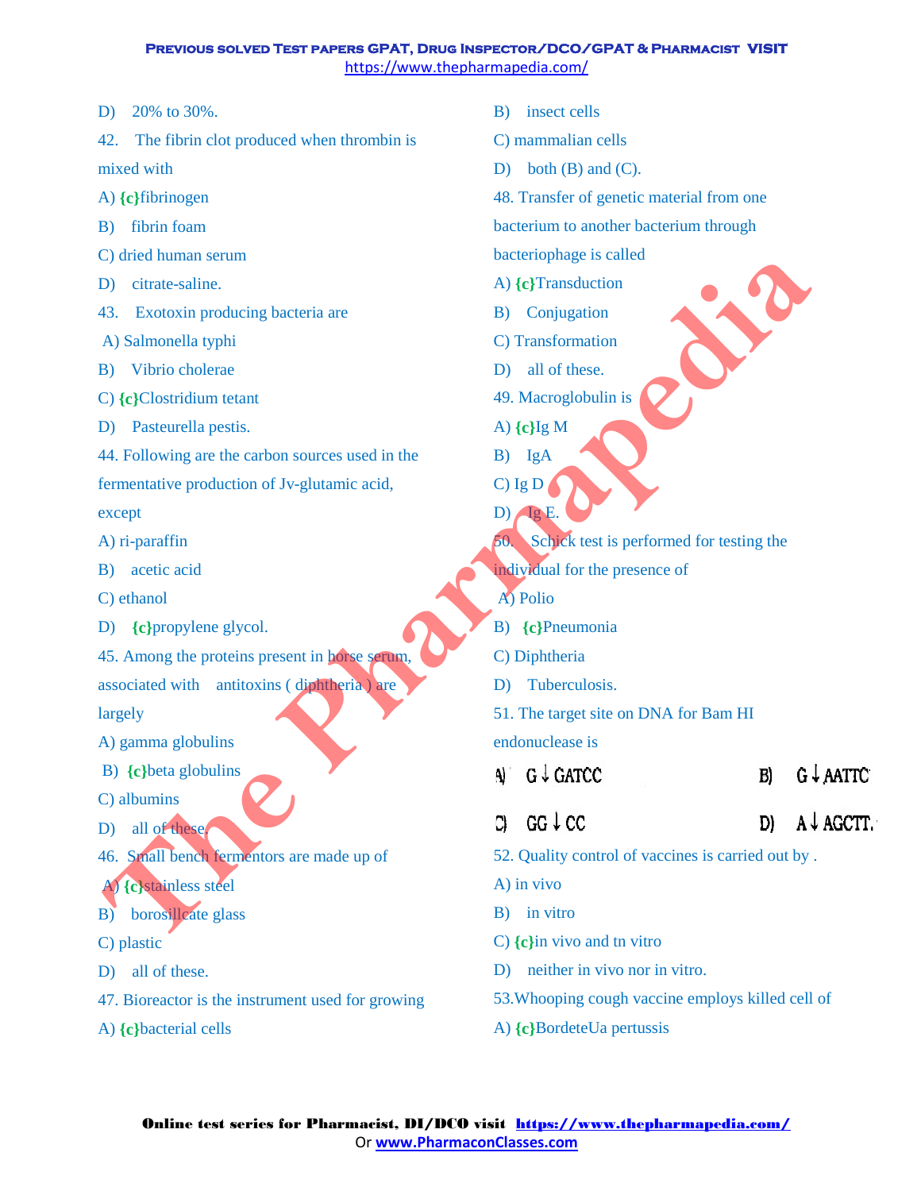D) 20% to 30%.

42. The fibrin clot produced when thrombin is mixed with

A) {c}fibrinogen

B) fibrin foam

C) dried human serum

D) citrate-saline.

43. Exotoxin producing bacteria are

A) Salmonella typhi

B) Vibrio cholerae

C) {c}Clostridium tetant

D) Pasteurella pestis.

44. Following are the carbon sources used in the fermentative production of Jv-glutamic acid, except

A) ri-paraffin

B) acetic acid

C) ethanol

D) {c}propylene glycol.

45. Among the proteins present in horse serum, associated with antitoxins ( diphtheria ) are largely

A) gamma globulins

B) {c}beta globulins

C) albumins

D) all of these.

46. Small bench fermentors are made up of

A) {c}stainless steel

B) borosillcate glass

C) plastic

D) all of these.

47. Bioreactor is the instrument used for growing

A) {c}bacterial cells

B) insect cells

C) mammalian cells

D) both (B) and (C).

48. Transfer of genetic material from one bacterium to another bacterium through bacteriophage is called

A) {c}Transduction

B) Conjugation

C) Transformation

D) all of these.

49. Macroglobulin is

A) {c}Ig M

B) IgA

C) Ig D

D) Ig E.

50. Schick test is performed for testing the individual for the presence of

A) Polio

B) {c}Pneumonia

C) Diphtheria

D) Tuberculosis.

51. The target site on DNA for Bam HI endonuclease is

A) G↓GATCC

B) G↓AATTC

C) GG↓CC

D) A↓AGCTT.

52. Quality control of vaccines is carried out by .

A) in vivo

B) in vitro

C) {c}in vivo and tn vitro

D) neither in vivo nor in vitro.

53.Whooping cough vaccine employs killed cell of

A) {c}BordeteUa pertussis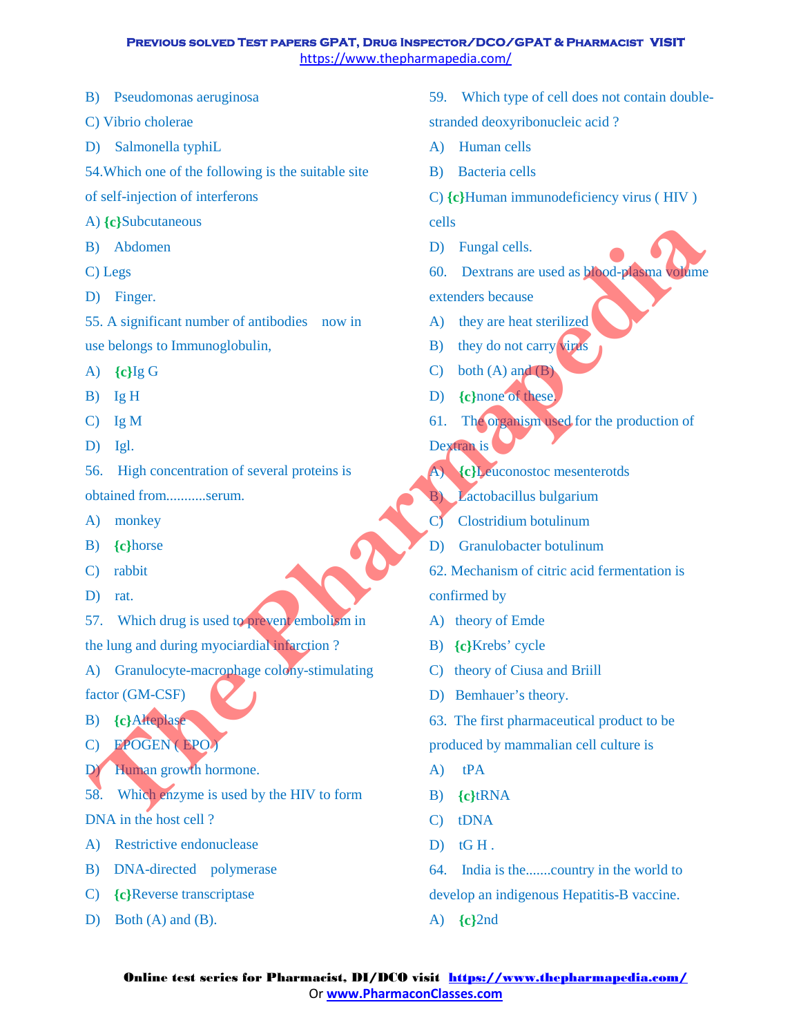B) Pseudomonas aeruginosa

C) Vibrio cholerae

D) Salmonella typhiL

54.Which one of the following is the suitable site of self-injection of interferons

A) {c}Subcutaneous

B) Abdomen

C) Legs

D) Finger.

55. A significant number of antibodies now in use belongs to Immunoglobulin,

A) {c}Ig G

B) Ig H

C) Ig M

D) Igl.

56. High concentration of several proteins is obtained from...........serum.

A) monkey

B) {c}horse

C) rabbit

D) rat.

57. Which drug is used to prevent embolism in the lung and during myociardial infarction ?

A) Granulocyte-macrophage colony-stimulating factor (GM-CSF)

B) {c}Alteplase

C) EPOGEN ( EPO )

D) Human growth hormone.

58. Which enzyme is used by the HIV to form DNA in the host cell ?

A) Restrictive endonuclease

B) DNA-directed polymerase

C) {c}Reverse transcriptase

D) Both (A) and (B).

59. Which type of cell does not contain double-stranded deoxyribonucleic acid ?

A) Human cells

B) Bacteria cells

C) {c}Human immunodeficiency virus ( HIV ) cells

D) Fungal cells.

60. Dextrans are used as blood-plasma volume extenders because

A) they are heat sterilized

B) they do not carry virus

C) both (A) and (B)

D) {c}none of these.

61. The organism used for the production of Dextran is

A) {c}Leuconostoc mesenterotds

B) Lactobacillus bulgarium

C) Clostridium botulinum

D) Granulobacter botulinum

62. Mechanism of citric acid fermentation is confirmed by

A) theory of Emde

B) {c}Krebs' cycle

C) theory of Ciusa and Briill

D) Bemhauer's theory.

63. The first pharmaceutical product to be produced by mammalian cell culture is

A) tPA

B) {c}tRNA

C) tDNA

D) tG H .

64. India is the.......country in the world to develop an indigenous Hepatitis-B vaccine.

A) {c}2nd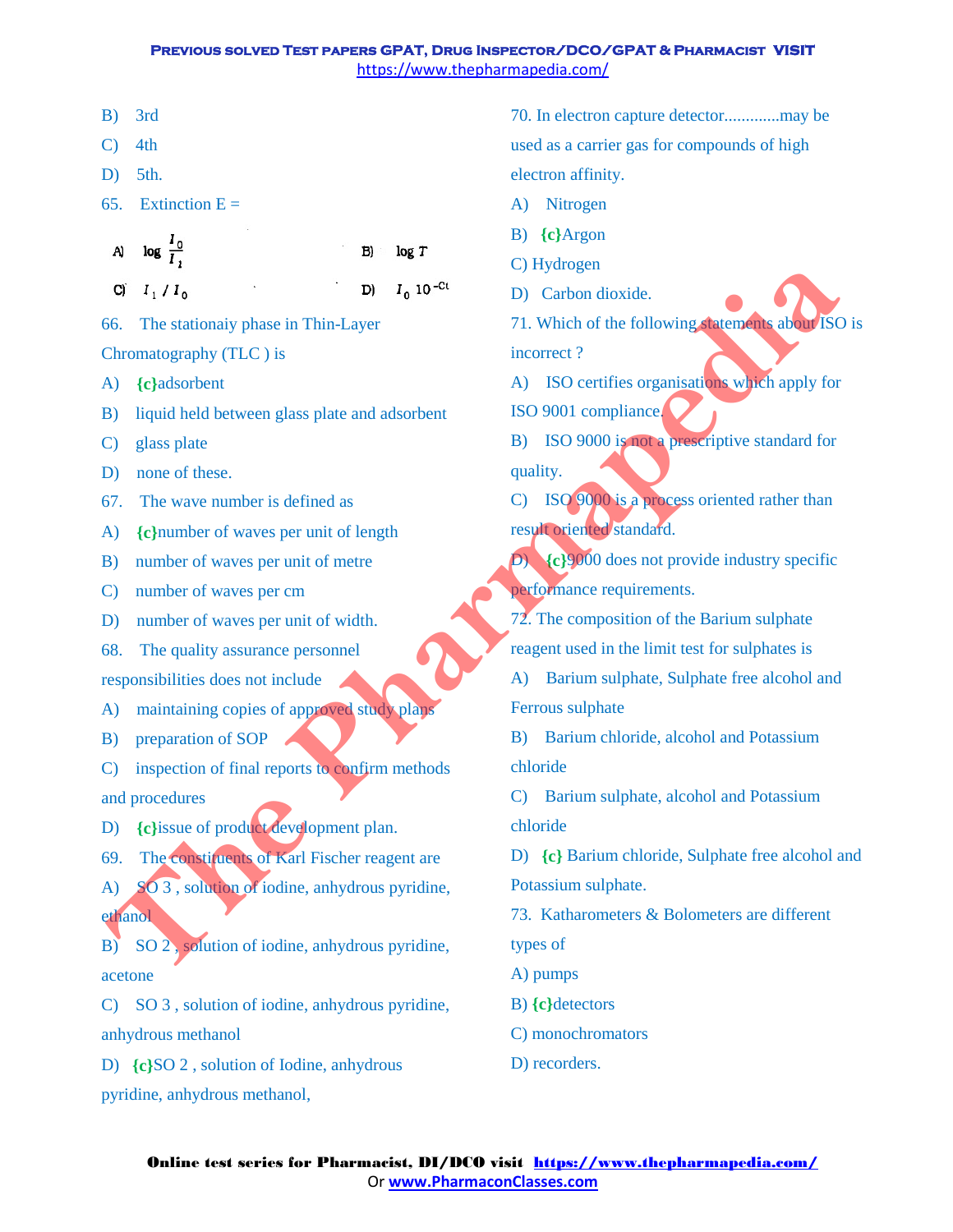B) 3rd

C) 4th

D) 5th.

65. Extinction E =

A) $\log \frac{I_0}{I_t}$ B) $\log T$

C) $I_1 / I_0$ D) $I_0 \, 10^{-Ct}$

66. The stationaiy phase in Thin-Layer Chromatography (TLC ) is

A) {c}adsorbent

B) liquid held between glass plate and adsorbent

C) glass plate

D) none of these.

67. The wave number is defined as

A) {c}number of waves per unit of length

B) number of waves per unit of metre

C) number of waves per cm

D) number of waves per unit of width.

68. The quality assurance personnel responsibilities does not include

A) maintaining copies of approved study plans

B) preparation of SOP

C) inspection of final reports to confirm methods and procedures

D) {c}issue of product development plan.

69. The constituents of Karl Fischer reagent are

A) $SO_3$ , solution of iodine, anhydrous pyridine, ethanol

B) $SO_2$ , solution of iodine, anhydrous pyridine, acetone

C) $SO_3$ , solution of iodine, anhydrous pyridine, anhydrous methanol

D) {c}$SO_2$ , solution of Iodine, anhydrous pyridine, anhydrous methanol,

70. In electron capture detector.............may be used as a carrier gas for compounds of high electron affinity.

A) Nitrogen

B) {c}Argon

C) Hydrogen

D) Carbon dioxide.

71. Which of the following statements about ISO is incorrect ?

A) ISO certifies organisations which apply for ISO 9001 compliance.

B) ISO 9000 is not a prescriptive standard for quality.

C) ISO 9000 is a process oriented rather than result oriented standard.

D) {c}9000 does not provide industry specific performance requirements.

72. The composition of the Barium sulphate reagent used in the limit test for sulphates is

A) Barium sulphate, Sulphate free alcohol and Ferrous sulphate

B) Barium chloride, alcohol and Potassium chloride

C) Barium sulphate, alcohol and Potassium chloride

D) {c} Barium chloride, Sulphate free alcohol and Potassium sulphate.

73. Katharometers & Bolometers are different types of

A) pumps

B) {c}detectors

C) monochromators

D) recorders.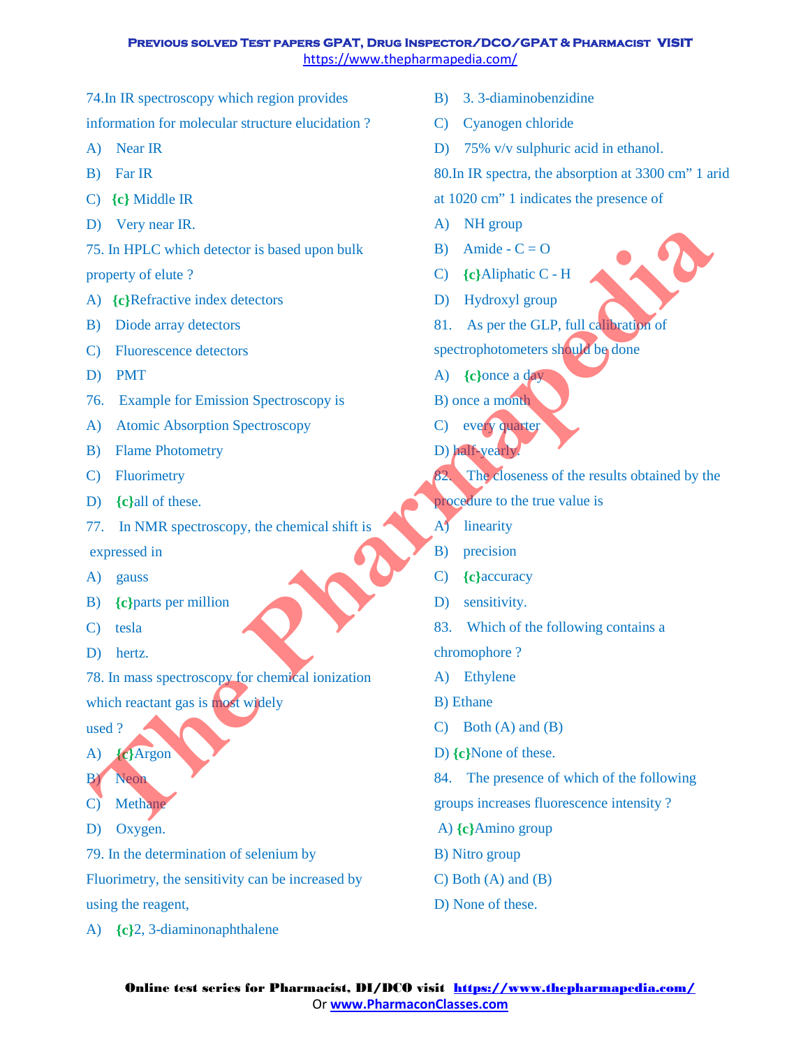74.In IR spectroscopy which region provides information for molecular structure elucidation ?

A) Near IR

B) Far IR

C) {c} Middle IR

D) Very near IR.

75. In HPLC which detector is based upon bulk property of elute ?

A) {c}Refractive index detectors

B) Diode array detectors

C) Fluorescence detectors

D) PMT

76. Example for Emission Spectroscopy is

A) Atomic Absorption Spectroscopy

B) Flame Photometry

C) Fluorimetry

D) {c}all of these.

77. In NMR spectroscopy, the chemical shift is expressed in

A) gauss

B) {c}parts per million

C) tesla

D) hertz.

78. In mass spectroscopy for chemical ionization which reactant gas is most widely used ?

A) {c}Argon

B) Neon

C) Methane

D) Oxygen.

79. In the determination of selenium by Fluorimetry, the sensitivity can be increased by using the reagent,

A) {c}2, 3-diaminonaphthalene

B) 3. 3-diaminobenzidine

C) Cyanogen chloride

D) 75% v/v sulphuric acid in ethanol.

80.In IR spectra, the absorption at 3300 cm" 1 arid at 1020 cm" 1 indicates the presence of

A) NH group

B) Amide - C = O

C) {c}Aliphatic C - H

D) Hydroxyl group

81. As per the GLP, full calibration of spectrophotometers should be done

A) {c}once a day

B) once a month

C) every quarter

D) half-yearly.

82. The closeness of the results obtained by the procedure to the true value is

A) linearity

B) precision

C) {c}accuracy

D) sensitivity.

83. Which of the following contains a chromophore ?

A) Ethylene

B) Ethane

C) Both (A) and (B)

D) {c}None of these.

84. The presence of which of the following groups increases fluorescence intensity ?

A) {c}Amino group

B) Nitro group

C) Both (A) and (B)

D) None of these.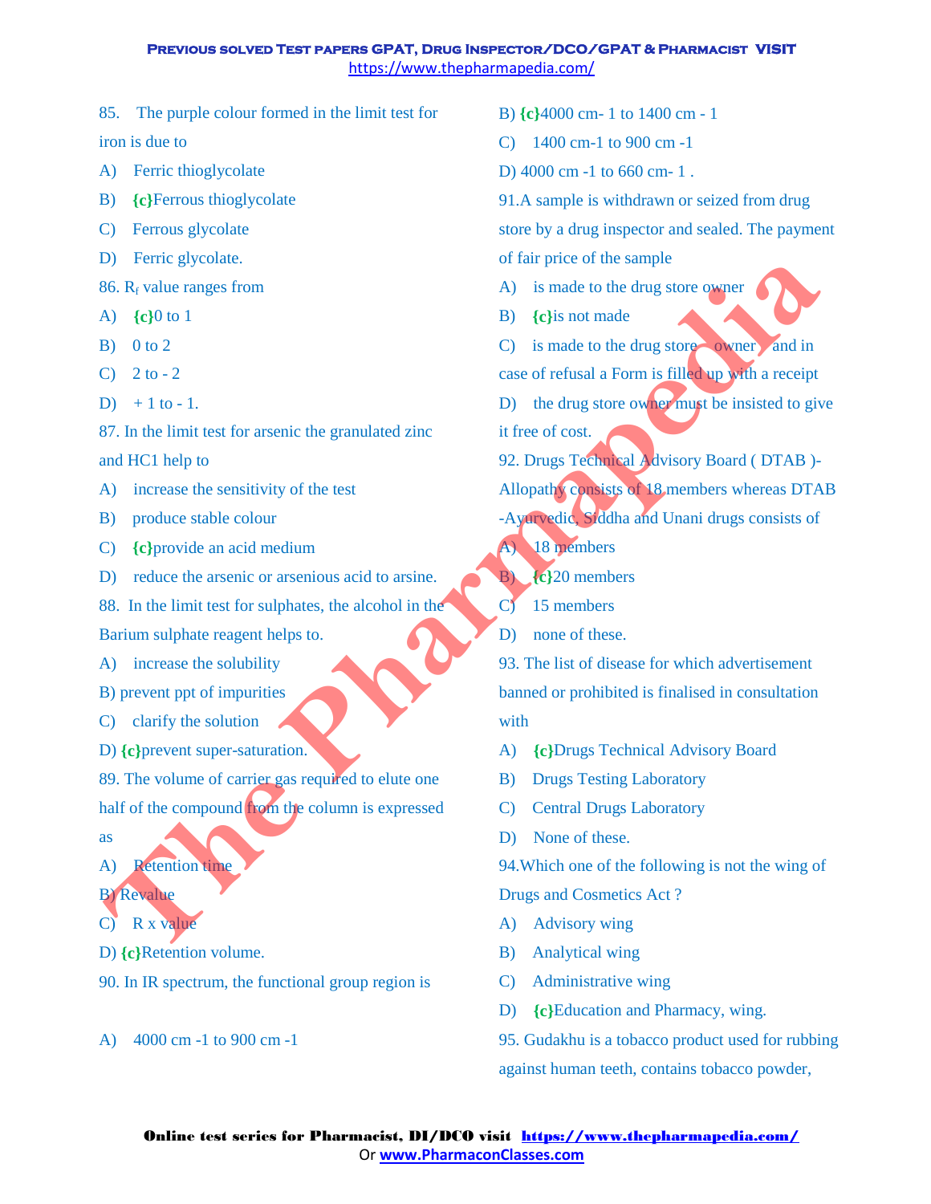85. The purple colour formed in the limit test for iron is due to

A) Ferric thioglycolate

B) {c}Ferrous thioglycolate

C) Ferrous glycolate

D) Ferric glycolate.

86. $R_f$ value ranges from

A) {c}0 to 1

B) 0 to 2

C) 2 to - 2

D) + 1 to - 1.

87. In the limit test for arsenic the granulated zinc and HC1 help to

A) increase the sensitivity of the test

B) produce stable colour

C) {c}provide an acid medium

D) reduce the arsenic or arsenious acid to arsine.

88. In the limit test for sulphates, the alcohol in the Barium sulphate reagent helps to.

A) increase the solubility

B) prevent ppt of impurities

C) clarify the solution

D) {c}prevent super-saturation.

89. The volume of carrier gas required to elute one half of the compound from the column is expressed as

A) Retention time

B) Revalue

C) R x value

D) {c}Retention volume.

90. In IR spectrum, the functional group region is

A) 4000 cm -1 to 900 cm -1

B) {c}4000 cm- 1 to 1400 cm - 1

C) 1400 cm-1 to 900 cm -1

D) 4000 cm -1 to 660 cm- 1 .

91. A sample is withdrawn or seized from drug store by a drug inspector and sealed. The payment of fair price of the sample

A) is made to the drug store owner

B) {c}is not made

C) is made to the drug store owner and in case of refusal a Form is filled up with a receipt

D) the drug store owner must be insisted to give it free of cost.

92. Drugs Technical Advisory Board ( DTAB )- Allopathy consists of 18 members whereas DTAB -Ayurvedic, Siddha and Unani drugs consists of

A) 18 members

B) {c}20 members

C) 15 members

D) none of these.

93. The list of disease for which advertisement banned or prohibited is finalised in consultation with

A) {c}Drugs Technical Advisory Board

B) Drugs Testing Laboratory

C) Central Drugs Laboratory

D) None of these.

94. Which one of the following is not the wing of Drugs and Cosmetics Act ?

A) Advisory wing

B) Analytical wing

C) Administrative wing

D) {c}Education and Pharmacy, wing.

95. Gudakhu is a tobacco product used for rubbing against human teeth, contains tobacco powder,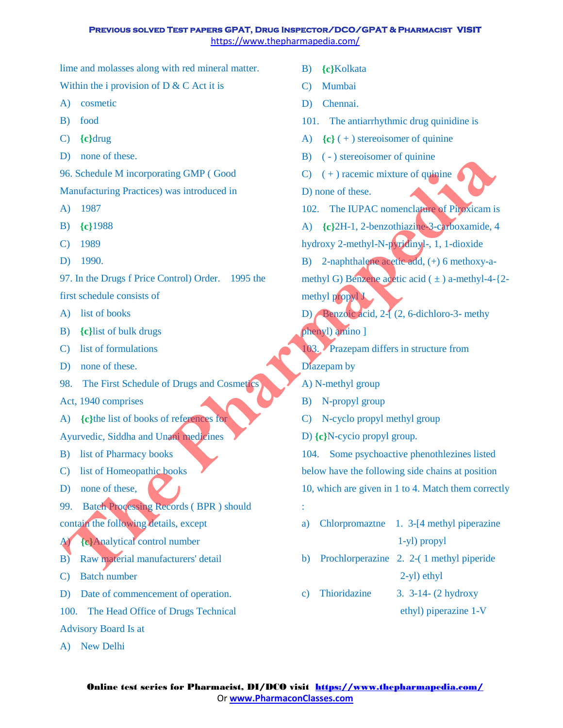lime and molasses along with red mineral matter. Within the i provision of D & C Act it is

A) cosmetic

B) food

C) {c}drug

D) none of these.

96. Schedule M incorporating GMP ( Good Manufacturing Practices) was introduced in

A) 1987

B) {c}1988

C) 1989

D) 1990.

97. In the Drugs f Price Control) Order. 1995 the first schedule consists of

A) list of books

B) {c}list of bulk drugs

C) list of formulations

D) none of these.

98. The First Schedule of Drugs and Cosmetics Act, 1940 comprises

A) {c}the list of books of references for Ayurvedic, Siddha and Unani medicines

B) list of Pharmacy books

C) list of Homeopathic books

D) none of these,

99. Batch Processing Records ( BPR ) should contain the following details, except

A) {c}Analytical control number

B) Raw material manufacturers' detail

C) Batch number

D) Date of commencement of operation.

100. The Head Office of Drugs Technical Advisory Board Is at

A) New Delhi

B) {c}Kolkata

C) Mumbai

D) Chennai.

101. The antiarrhythmic drug quinidine is

A) {c} ( + ) stereoisomer of quinine

B) ( - ) stereoisomer of quinine

C) ( + ) racemic mixture of quinine

D) none of these.

102. The IUPAC nomenclature of Piroxicam is

A) {c}2H-1, 2-benzothiazine-3-carboxamide, 4 hydroxy 2-methyl-N-pyridinyl-, 1, 1-dioxide

B) 2-naphthalene acetic add, (+) 6 methoxy-a-methyl G) Benzene acetic acid ( ± ) a-methyl-4-{2-methyl propyl J

D) Benzoic acid, 2-[ (2, 6-dichloro-3- methy phenyl) amino ]

103. Prazepam differs in structure from Diazepam by

A) N-methyl group

B) N-propyl group

C) N-cyclo propyl methyl group

D) {c}N-cycio propyl group.

104. Some psychoactive phenothlezines listed below have the following side chains at position 10, which are given in 1 to 4. Match them correctly :

a) Chlorpromaztne 1. 3-[4 methyl piperazine 1-yl) propyl

b) Prochlorperazine 2. 2-( 1 methyl piperide 2-yl) ethyl

c) Thioridazine 3. 3-14- (2 hydroxy ethyl) piperazine 1-V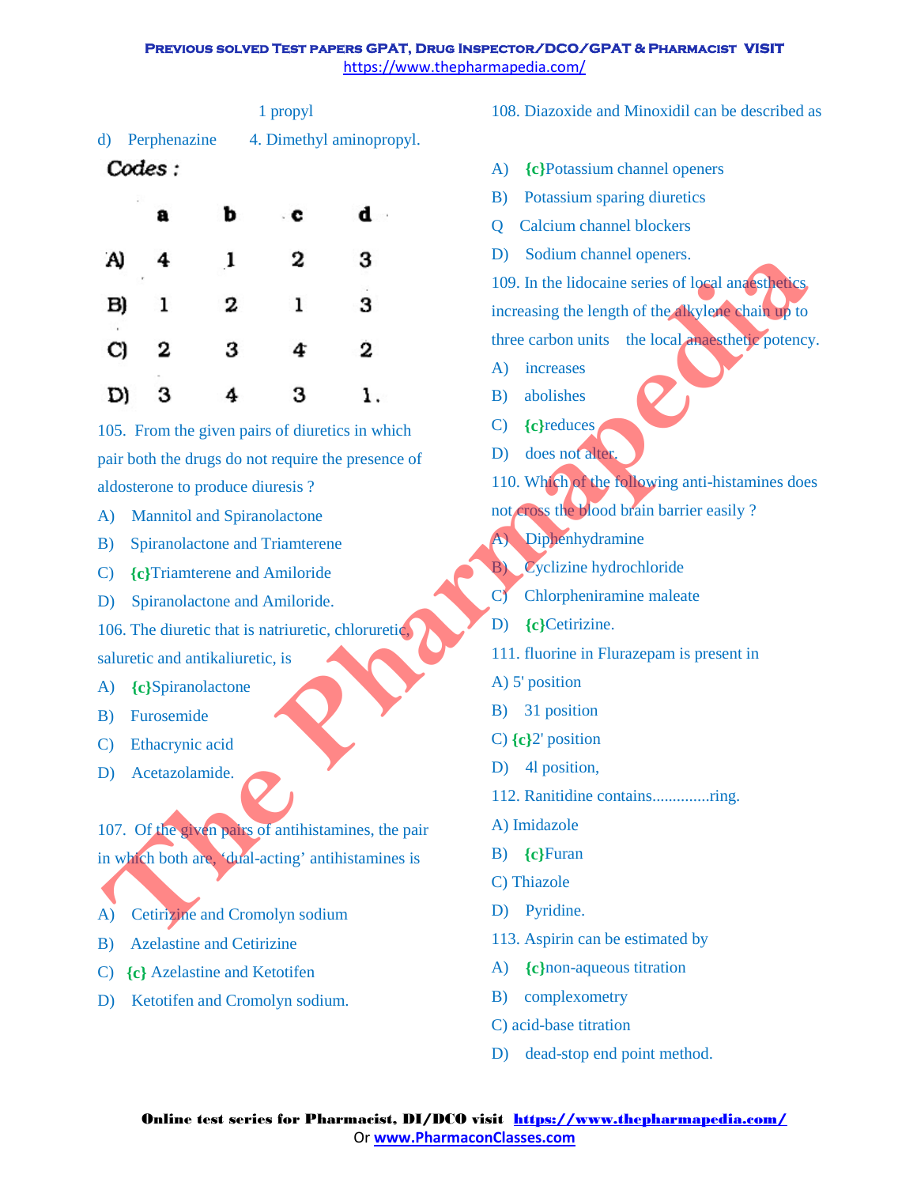1 propyl

d) Perphenazine 4. Dimethyl aminopropyl.

**Codes :**

| | a | b | c | d |
|---|---|---|---|---|
| A) | 4 | 1 | 2 | 3 |
| B) | 1 | 2 | 1 | 3 |
| C) | 2 | 3 | 4 | 2 |
| D) | 3 | 4 | 3 | 1. |

105. From the given pairs of diuretics in which pair both the drugs do not require the presence of aldosterone to produce diuresis ?

A) Mannitol and Spiranolactone

B) Spiranolactone and Triamterene

C) {c}Triamterene and Amiloride

D) Spiranolactone and Amiloride.

106. The diuretic that is natriuretic, chloruretic, saluretic and antikaliuretic, is

A) {c}Spiranolactone

B) Furosemide

C) Ethacrynic acid

D) Acetazolamide.

107. Of the given pairs of antihistamines, the pair in which both are, 'dual-acting' antihistamines is

A) Cetirizine and Cromolyn sodium

B) Azelastine and Cetirizine

C) {c} Azelastine and Ketotifen

D) Ketotifen and Cromolyn sodium.

108. Diazoxide and Minoxidil can be described as

A) {c}Potassium channel openers

B) Potassium sparing diuretics

Q Calcium channel blockers

D) Sodium channel openers.

109. In the lidocaine series of local anaesthetics increasing the length of the alkylene chain up to three carbon units the local anaesthetic potency.

A) increases

B) abolishes

C) {c}reduces

D) does not alter.

110. Which of the following anti-histamines does not cross the blood brain barrier easily ?

A) Diphenhydramine

B) Cyclizine hydrochloride

C) Chlorpheniramine maleate

D) {c}Cetirizine.

111. fluorine in Flurazepam is present in

A) 5' position

B) 31 position

C) {c}2' position

D) 4l position,

112. Ranitidine contains..............ring.

A) Imidazole

B) {c}Furan

C) Thiazole

D) Pyridine.

113. Aspirin can be estimated by

A) {c}non-aqueous titration

B) complexometry

C) acid-base titration

D) dead-stop end point method.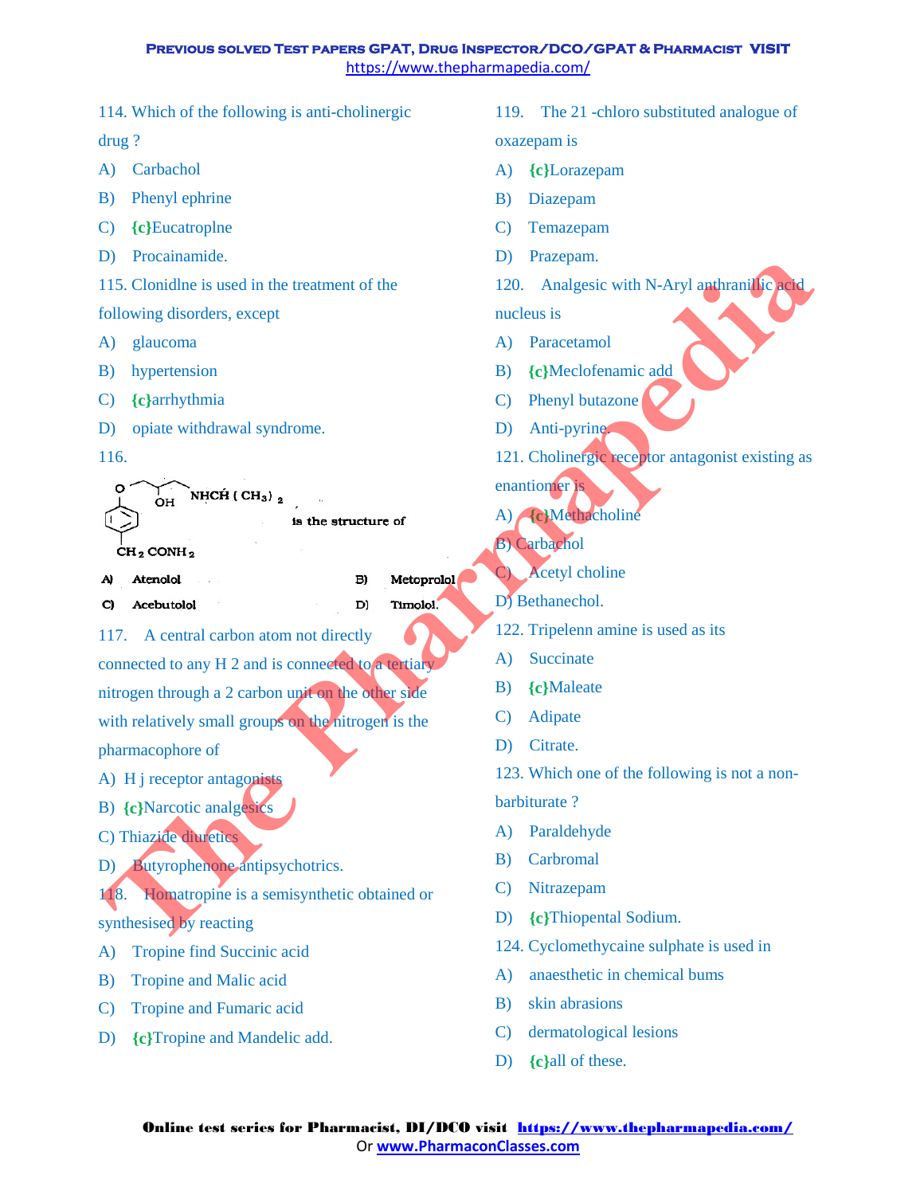114. Which of the following is anti-cholinergic drug ?

A) Carbachol

B) Phenyl ephrine

C) {c}Eucatroplne

D) Procainamide.

115. Clonidlne is used in the treatment of the following disorders, except

A) glaucoma

B) hypertension

C) {c}arrhythmia

D) opiate withdrawal syndrome.

116. [structure: O–CH₂–CH(OH)–CH₂–NHCH(CH₃)₂ attached to benzene ring with CH₂CONH₂] is the structure of

A) Atenolol B) Metoprolol

C) Acebutolol D) Timolol.

117. A central carbon atom not directly connected to any H 2 and is connected to a tertiary nitrogen through a 2 carbon unit on the other side with relatively small groups on the nitrogen is the pharmacophore of

A) H j receptor antagonists

B) {c}Narcotic analgesics

C) Thiazide diuretics

D) Butyrophenone antipsychotrics.

118. Homatropine is a semisynthetic obtained or synthesised by reacting

A) Tropine find Succinic acid

B) Tropine and Malic acid

C) Tropine and Fumaric acid

D) {c}Tropine and Mandelic add.

119. The 21 -chloro substituted analogue of oxazepam is

A) {c}Lorazepam

B) Diazepam

C) Temazepam

D) Prazepam.

120. Analgesic with N-Aryl anthranillic acid nucleus is

A) Paracetamol

B) {c}Meclofenamic add

C) Phenyl butazone

D) Anti-pyrine.

121. Cholinergic receptor antagonist existing as enantiomer is

A) {c}Methacholine

B) Carbachol

C) Acetyl choline

D) Bethanechol.

122. Tripelenn amine is used as its

A) Succinate

B) {c}Maleate

C) Adipate

D) Citrate.

123. Which one of the following is not a non-barbiturate ?

A) Paraldehyde

B) Carbromal

C) Nitrazepam

D) {c}Thiopental Sodium.

124. Cyclomethycaine sulphate is used in

A) anaesthetic in chemical bums

B) skin abrasions

C) dermatological lesions

D) {c}all of these.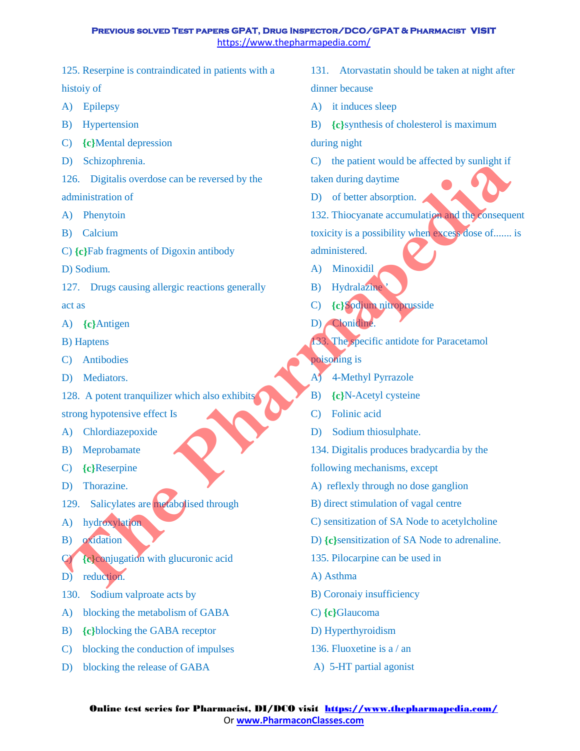125. Reserpine is contraindicated in patients with a histoiy of

A) Epilepsy

B) Hypertension

C) {c}Mental depression

D) Schizophrenia.

126. Digitalis overdose can be reversed by the administration of

A) Phenytoin

B) Calcium

C) {c}Fab fragments of Digoxin antibody

D) Sodium.

127. Drugs causing allergic reactions generally act as

A) {c}Antigen

B) Haptens

C) Antibodies

D) Mediators.

128. A potent tranquilizer which also exhibits strong hypotensive effect Is

A) Chlordiazepoxide

B) Meprobamate

C) {c}Reserpine

D) Thorazine.

129. Salicylates are metabolised through

A) hydroxylation

B) oxidation

C) {c}conjugation with glucuronic acid

D) reduction.

130. Sodium valproate acts by

A) blocking the metabolism of GABA

B) {c}blocking the GABA receptor

C) blocking the conduction of impulses

D) blocking the release of GABA

131. Atorvastatin should be taken at night after dinner because

A) it induces sleep

B) {c}synthesis of cholesterol is maximum during night

C) the patient would be affected by sunlight if taken during daytime

D) of better absorption.

132. Thiocyanate accumulation and the consequent toxicity is a possibility when excess dose of....... is administered.

A) Minoxidil

B) Hydralazine '

C) {c}Sodium nitroprusside

D) Clonidine.

133. The specific antidote for Paracetamol poisoning is

A) 4-Methyl Pyrrazole

B) {c}N-Acetyl cysteine

C) Folinic acid

D) Sodium thiosulphate.

134. Digitalis produces bradycardia by the following mechanisms, except

A) reflexly through no dose ganglion

B) direct stimulation of vagal centre

C) sensitization of SA Node to acetylcholine

D) {c}sensitization of SA Node to adrenaline.

135. Pilocarpine can be used in

A) Asthma

B) Coronaiy insufficiency

C) {c}Glaucoma

D) Hyperthyroidism

136. Fluoxetine is a / an

A) 5-HT partial agonist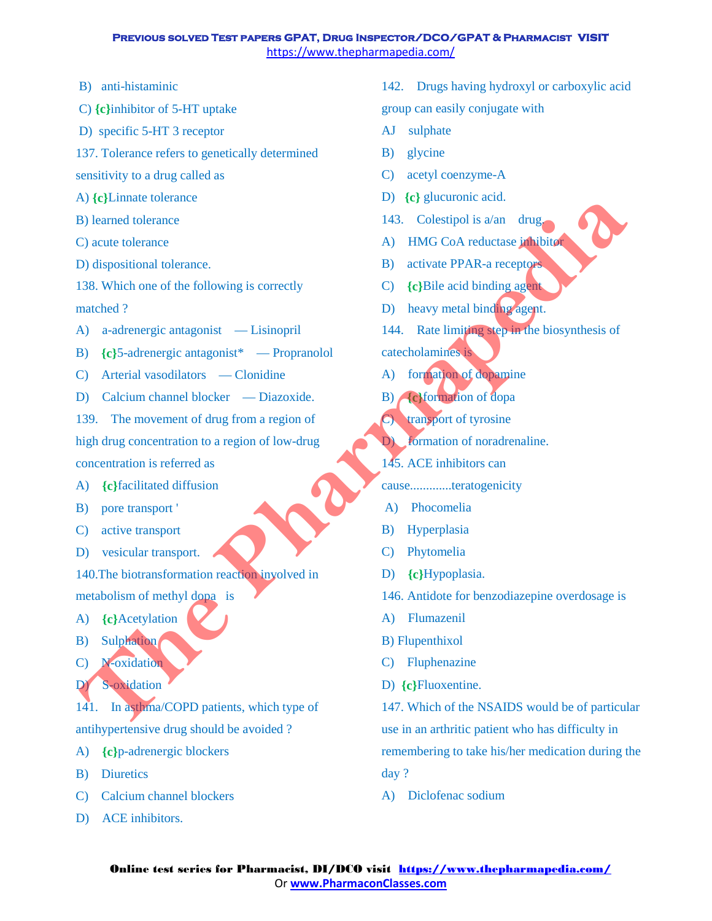B) anti-histaminic

C) {c}inhibitor of 5-HT uptake

D) specific 5-HT 3 receptor

137. Tolerance refers to genetically determined sensitivity to a drug called as

A) {c}Linnate tolerance

B) learned tolerance

C) acute tolerance

D) dispositional tolerance.

138. Which one of the following is correctly matched ?

A) a-adrenergic antagonist — Lisinopril

B) {c}5-adrenergic antagonist* — Propranolol

C) Arterial vasodilators — Clonidine

D) Calcium channel blocker — Diazoxide.

139. The movement of drug from a region of high drug concentration to a region of low-drug concentration is referred as

A) {c}facilitated diffusion

B) pore transport '

C) active transport

D) vesicular transport.

140.The biotransformation reaction involved in metabolism of methyl dopa is

A) {c}Acetylation

B) Sulphation

C) N-oxidation

D) S-oxidation

141. In asthma/COPD patients, which type of antihypertensive drug should be avoided ?

A) {c}p-adrenergic blockers

B) Diuretics

C) Calcium channel blockers

D) ACE inhibitors.

142. Drugs having hydroxyl or carboxylic acid group can easily conjugate with

AJ sulphate

B) glycine

C) acetyl coenzyme-A

D) {c} glucuronic acid.

143. Colestipol is a/an drug.

A) HMG CoA reductase inhibitor

B) activate PPAR-a receptors

C) {c}Bile acid binding agent

D) heavy metal binding agent.

144. Rate limiting step in the biosynthesis of catecholamines is

A) formation of dopamine

B) {c}formation of dopa

C) transport of tyrosine

D) formation of noradrenaline.

145. ACE inhibitors can cause............teratogenicity

A) Phocomelia

B) Hyperplasia

C) Phytomelia

D) {c}Hypoplasia.

146. Antidote for benzodiazepine overdosage is

A) Flumazenil

B) Flupenthixol

C) Fluphenazine

D) {c}Fluoxentine.

147. Which of the NSAIDS would be of particular use in an arthritic patient who has difficulty in remembering to take his/her medication during the day ?

A) Diclofenac sodium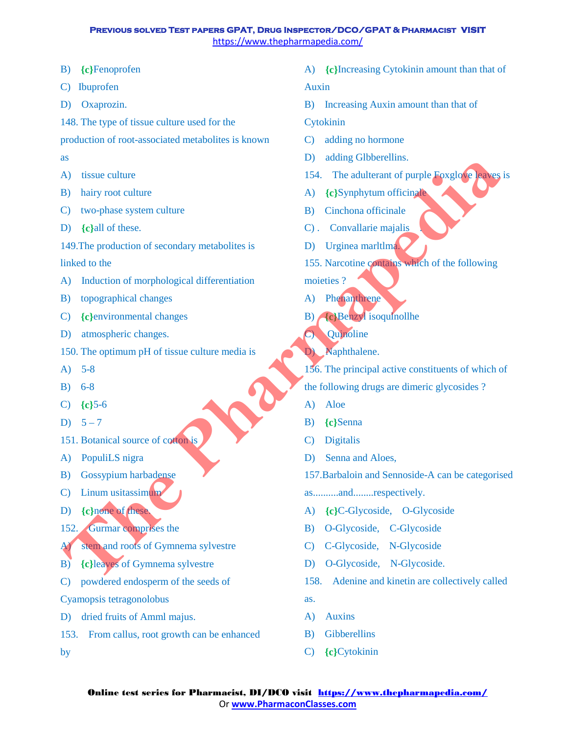B) {c}Fenoprofen

C) Ibuprofen

D) Oxaprozin.

148. The type of tissue culture used for the production of root-associated metabolites is known as

A) tissue culture

B) hairy root culture

C) two-phase system culture

D) {c}all of these.

149.The production of secondary metabolites is linked to the

A) Induction of morphological differentiation

B) topographical changes

C) {c}environmental changes

D) atmospheric changes.

150. The optimum pH of tissue culture media is

A) 5-8

B) 6-8

C) {c}5-6

D) 5 – 7

151. Botanical source of cotton is

A) PopuliLS nigra

B) Gossypium harbadense

C) Linum usitassimum

D) {c}none of these.

152. Gurmar comprises the

A) stem and roots of Gymnema sylvestre

B) {c}leaves of Gymnema sylvestre

C) powdered endosperm of the seeds of Cyamopsis tetragonolobus

D) dried fruits of Amml majus.

153. From callus, root growth can be enhanced by

A) {c}Increasing Cytokinin amount than that of Auxin

B) Increasing Auxin amount than that of Cytokinin

C) adding no hormone

D) adding Glbberellins.

154. The adulterant of purple Foxglove leaves is

A) {c}Synphytum officinale

B) Cinchona officinale

C) . Convallarie majalis

D) Urginea marltlma.

155. Narcotine contains which of the following moieties ?

A) Phenanthrene

B) {c}Benzyl isoqulnollhe

C) Quinoline

D) Naphthalene.

156. The principal active constituents of which of the following drugs are dimeric glycosides ?

A) Aloe

B) {c}Senna

C) Digitalis

D) Senna and Aloes,

157.Barbaloin and Sennoside-A can be categorised as..........and........respectively.

A) {c}C-Glycoside, O-Glycoside

B) O-Glycoside, C-Glycoside

C) C-Glycoside, N-Glycoside

D) O-Glycoside, N-Glycoside.

158. Adenine and kinetin are collectively called as.

A) Auxins

B) Gibberellins

C) {c}Cytokinin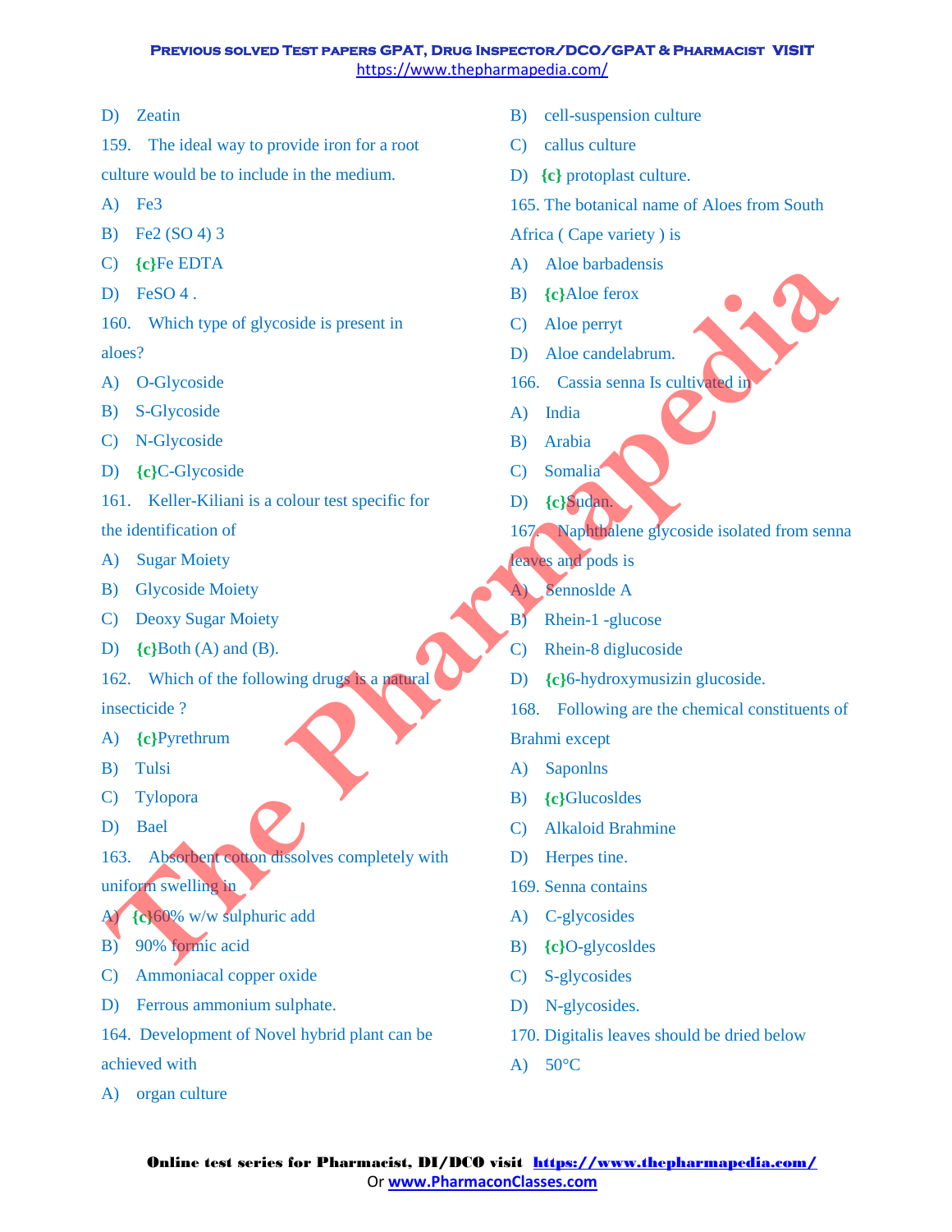D) Zeatin

159. The ideal way to provide iron for a root culture would be to include in the medium.

A) Fe3

B) Fe2 (SO 4) 3

C) {c}Fe EDTA

D) FeSO 4 .

160. Which type of glycoside is present in aloes?

A) O-Glycoside

B) S-Glycoside

C) N-Glycoside

D) {c}C-Glycoside

161. Keller-Kiliani is a colour test specific for the identification of

A) Sugar Moiety

B) Glycoside Moiety

C) Deoxy Sugar Moiety

D) {c}Both (A) and (B).

162. Which of the following drugs is a natural insecticide ?

A) {c}Pyrethrum

B) Tulsi

C) Tylopora

D) Bael

163. Absorbent cotton dissolves completely with uniform swelling in

A) {c}60% w/w sulphuric add

B) 90% formic acid

C) Ammoniacal copper oxide

D) Ferrous ammonium sulphate.

164. Development of Novel hybrid plant can be achieved with

A) organ culture

B) cell-suspension culture

C) callus culture

D) {c} protoplast culture.

165. The botanical name of Aloes from South Africa ( Cape variety ) is

A) Aloe barbadensis

B) {c}Aloe ferox

C) Aloe perryt

D) Aloe candelabrum.

166. Cassia senna Is cultivated in

A) India

B) Arabia

C) Somalia

D) {c}Sudan.

167. Naphthalene glycoside isolated from senna leaves and pods is

A) Sennoslde A

B) Rhein-1 -glucose

C) Rhein-8 diglucoside

D) {c}6-hydroxymusizin glucoside.

168. Following are the chemical constituents of Brahmi except

A) Saponlns

B) {c}Glucosldes

C) Alkaloid Brahmine

D) Herpes tine.

169. Senna contains

A) C-glycosides

B) {c}O-glycosldes

C) S-glycosides

D) N-glycosides.

170. Digitalis leaves should be dried below

A) 50°C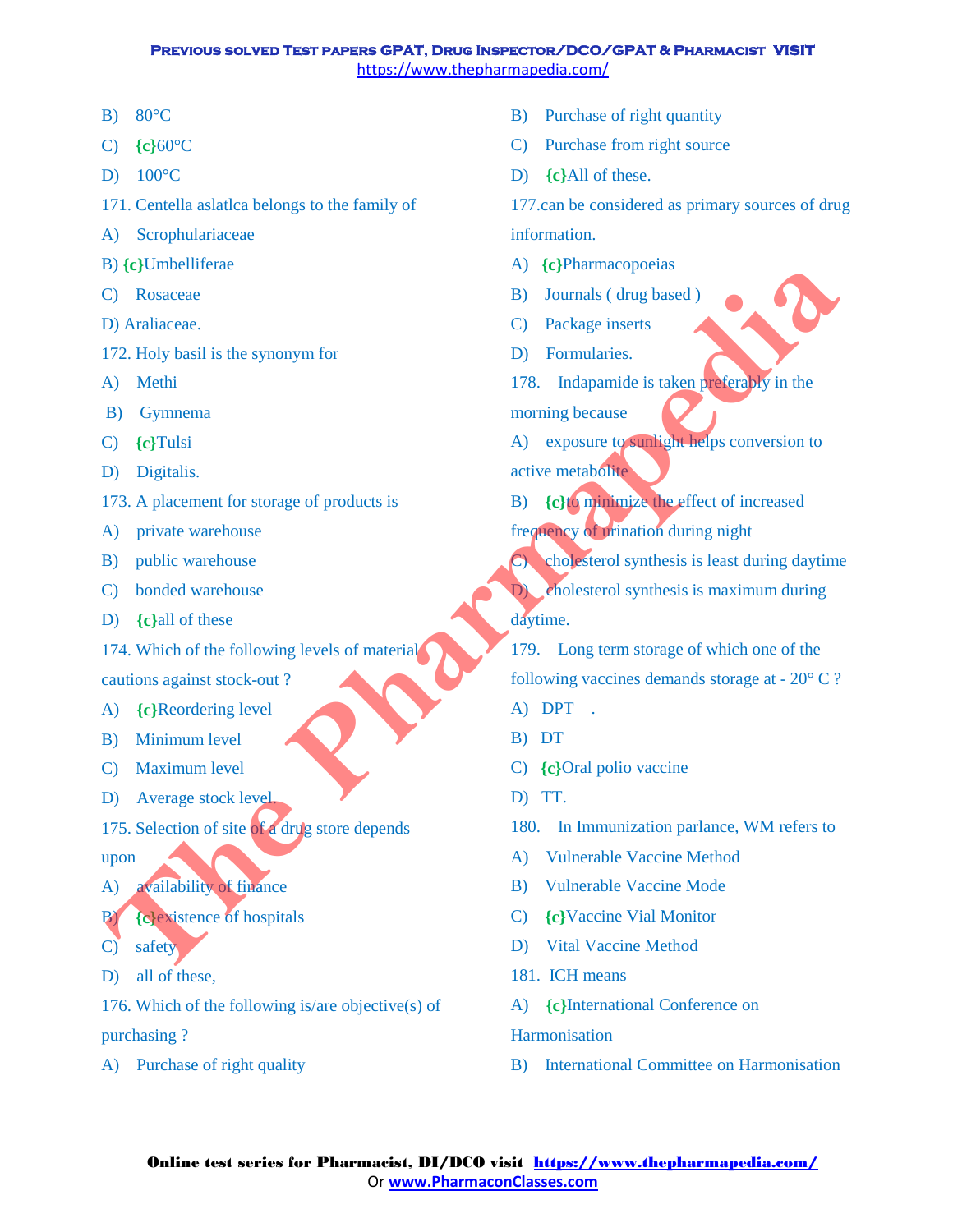B) 80°C

C) {c}60°C

D) 100°C

171. Centella aslatlca belongs to the family of

A) Scrophulariaceae

B) {c}Umbelliferae

C) Rosaceae

D) Araliaceae.

172. Holy basil is the synonym for

A) Methi

B) Gymnema

C) {c}Tulsi

D) Digitalis.

173. A placement for storage of products is

A) private warehouse

B) public warehouse

C) bonded warehouse

D) {c}all of these

174. Which of the following levels of material cautions against stock-out ?

A) {c}Reordering level

B) Minimum level

C) Maximum level

D) Average stock level.

175. Selection of site of a drug store depends upon

A) availability of finance

B) {c}existence of hospitals

C) safety

D) all of these,

176. Which of the following is/are objective(s) of purchasing ?

A) Purchase of right quality

B) Purchase of right quantity

C) Purchase from right source

D) {c}All of these.

177.can be considered as primary sources of drug information.

A) {c}Pharmacopoeias

B) Journals ( drug based )

C) Package inserts

D) Formularies.

178. Indapamide is taken preferably in the morning because

A) exposure to sunlight helps conversion to active metabolite

B) {c}to minimize the effect of increased frequency of urination during night

C) cholesterol synthesis is least during daytime

D) cholesterol synthesis is maximum during daytime.

179. Long term storage of which one of the following vaccines demands storage at - 20° C ?

A) DPT .

B) DT

C) {c}Oral polio vaccine

D) TT.

180. In Immunization parlance, WM refers to

A) Vulnerable Vaccine Method

B) Vulnerable Vaccine Mode

C) {c}Vaccine Vial Monitor

D) Vital Vaccine Method

181. ICH means

A) {c}International Conference on Harmonisation

B) International Committee on Harmonisation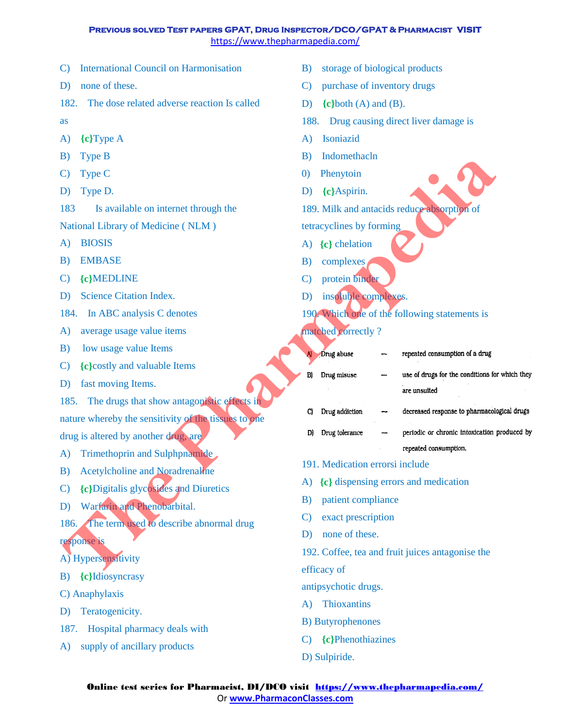C) International Council on Harmonisation

D) none of these.

182. The dose related adverse reaction Is called as

A) {c}Type A

B) Type B

C) Type C

D) Type D.

183 Is available on internet through the National Library of Medicine ( NLM )

A) BIOSIS

B) EMBASE

C) {c}MEDLINE

D) Science Citation Index.

184. In ABC analysis C denotes

A) average usage value items

B) low usage value Items

C) {c}costly and valuable Items

D) fast moving Items.

185. The drugs that show antagonistic effects in nature whereby the sensitivity of the tissues to one drug is altered by another drug, are

A) Trimethoprin and Sulphpnamide

B) Acetylcholine and Noradrenaline

C) {c}Digitalis glycosides and Diuretics

D) Warfarin and Phenobarbital.

186. The term used to describe abnormal drug response is

A) Hypersensitivity

B) {c}Idiosyncrasy

C) Anaphylaxis

D) Teratogenicity.

187. Hospital pharmacy deals with

A) supply of ancillary products

B) storage of biological products

C) purchase of inventory drugs

D) {c}both (A) and (B).

188. Drug causing direct liver damage is

A) Isoniazid

B) Indomethacln

0) Phenytoin

D) {c}Aspirin.

189. Milk and antacids reduce absorption of tetracyclines by forming

A) {c} chelation

B) complexes

C) protein binder

D) insoluble complexes.

190. Which one of the following statements is matched correctly ?

A) Drug abuse — repeated consumption of a drug

B) Drug misuse — use of drugs for the conditions for which they are unsuited

C) Drug addiction — decreased response to pharmacological drugs

D) Drug tolerance — periodic or chronic intoxication produced by repeated consumption.

191. Medication errorsi include

A) {c} dispensing errors and medication

B) patient compliance

C) exact prescription

D) none of these.

192. Coffee, tea and fruit juices antagonise the efficacy of antipsychotic drugs.

A) Thioxantins

B) Butyrophenones

C) {c}Phenothiazines

D) Sulpiride.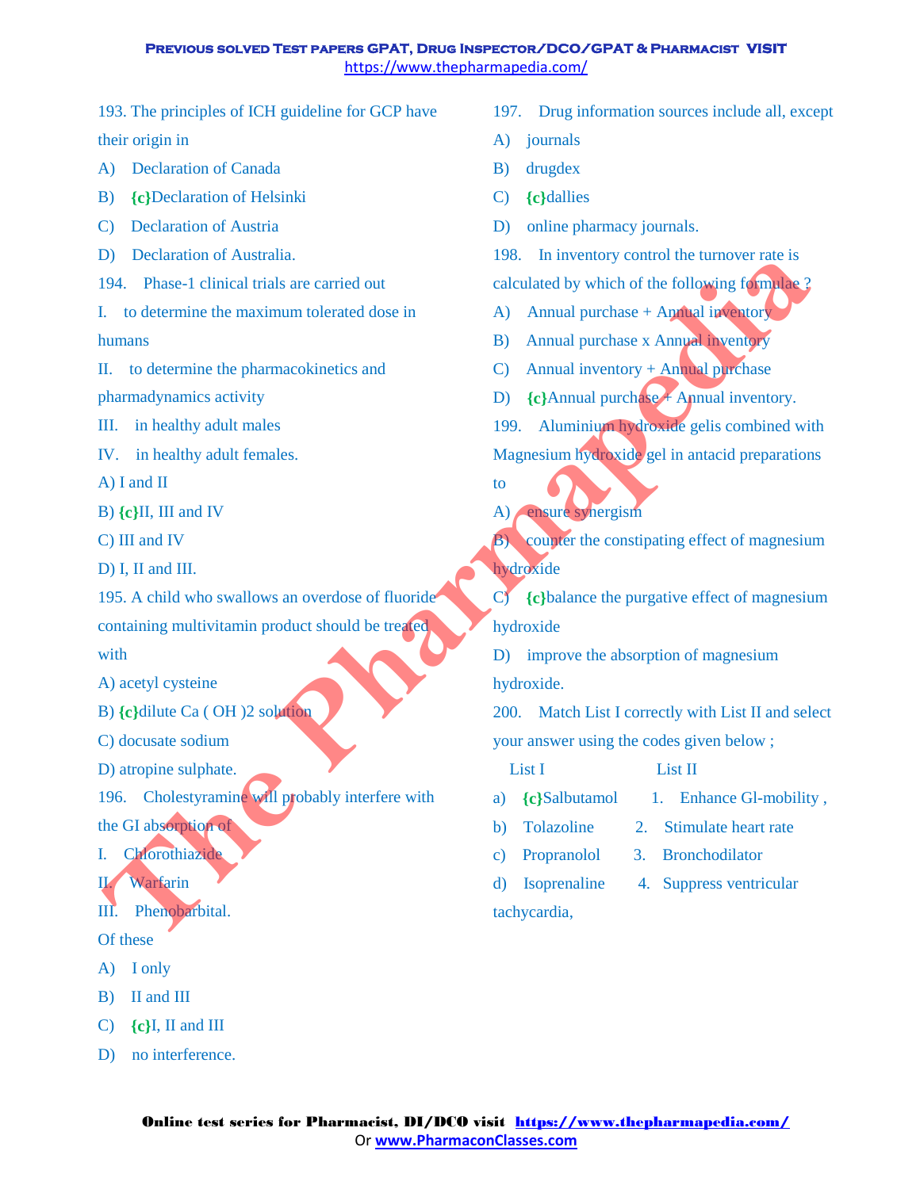193. The principles of ICH guideline for GCP have their origin in

A) Declaration of Canada

B) {c}Declaration of Helsinki

C) Declaration of Austria

D) Declaration of Australia.

194. Phase-1 clinical trials are carried out

I. to determine the maximum tolerated dose in humans

II. to determine the pharmacokinetics and pharmadynamics activity

III. in healthy adult males

IV. in healthy adult females.

A) I and II

B) {c}II, III and IV

C) III and IV

D) I, II and III.

195. A child who swallows an overdose of fluoride containing multivitamin product should be treated with

A) acetyl cysteine

B) {c}dilute Ca ( OH )2 solution

C) docusate sodium

D) atropine sulphate.

196. Cholestyramine will probably interfere with the GI absorption of

I. Chlorothiazide

II. Warfarin

III. Phenobarbital.

Of these

A) I only

B) II and III

C) {c}I, II and III

D) no interference.

197. Drug information sources include all, except

A) journals

B) drugdex

C) {c}dallies

D) online pharmacy journals.

198. In inventory control the turnover rate is calculated by which of the following formulae ?

A) Annual purchase + Annual inventory

B) Annual purchase x Annual inventory

C) Annual inventory + Annual purchase

D) {c}Annual purchase + Annual inventory.

199. Aluminium hydroxide gelis combined with Magnesium hydroxide gel in antacid preparations to

A) ensure synergism

B) counter the constipating effect of magnesium hydroxide

C) {c}balance the purgative effect of magnesium hydroxide

D) improve the absorption of magnesium hydroxide.

200. Match List I correctly with List II and select your answer using the codes given below ;

| List I | List II |
|---|---|
| a) {c}Salbutamol | 1. Enhance GI-mobility , |
| b) Tolazoline | 2. Stimulate heart rate |
| c) Propranolol | 3. Bronchodilator |
| d) Isoprenaline | 4. Suppress ventricular tachycardia, |